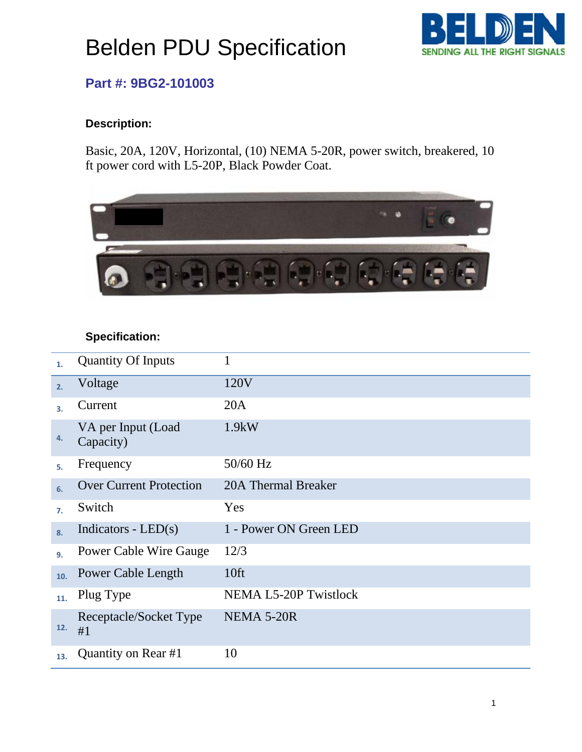# Belden PDU Specification

BELDEN
SENDING ALL THE RIGHT SIGNALS

## Part #: 9BG2-101003

**Description:**

Basic, 20A, 120V, Horizontal, (10) NEMA 5-20R, power switch, breakered, 10 ft power cord with L5-20P, Black Powder Coat.

**Specification:**

| # | Item | Value |
|---|---|---|
| 1. | Quantity Of Inputs | 1 |
| 2. | Voltage | 120V |
| 3. | Current | 20A |
| 4. | VA per Input (Load Capacity) | 1.9kW |
| 5. | Frequency | 50/60 Hz |
| 6. | Over Current Protection | 20A Thermal Breaker |
| 7. | Switch | Yes |
| 8. | Indicators - LED(s) | 1 - Power ON Green LED |
| 9. | Power Cable Wire Gauge | 12/3 |
| 10. | Power Cable Length | 10ft |
| 11. | Plug Type | NEMA L5-20P Twistlock |
| 12. | Receptacle/Socket Type #1 | NEMA 5-20R |
| 13. | Quantity on Rear #1 | 10 |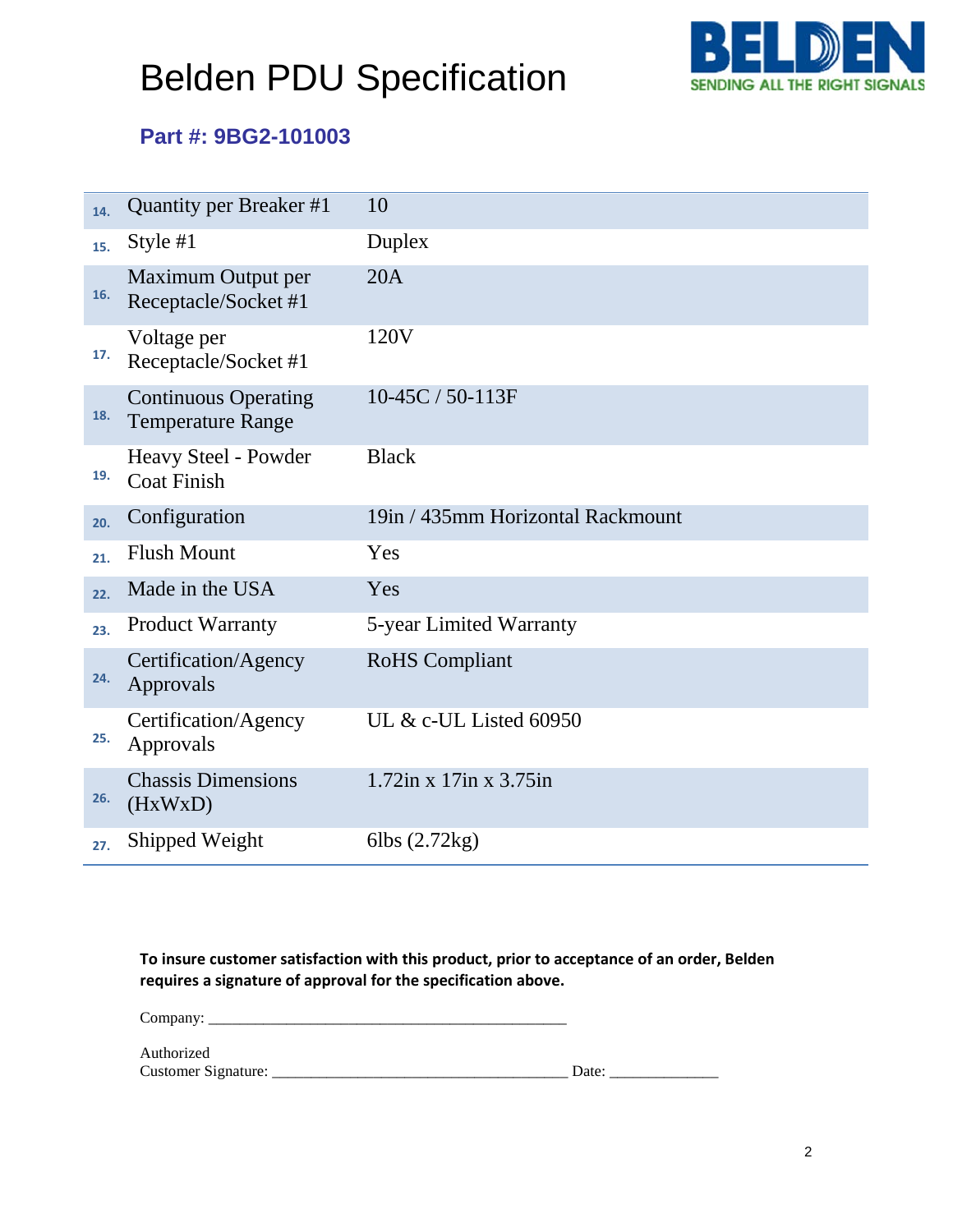# Belden PDU Specification

**BELDEN**
SENDING ALL THE RIGHT SIGNALS

## Part #: 9BG2-101003

| | | |
|---|---|---|
| 14. | Quantity per Breaker #1 | 10 |
| 15. | Style #1 | Duplex |
| 16. | Maximum Output per Receptacle/Socket #1 | 20A |
| 17. | Voltage per Receptacle/Socket #1 | 120V |
| 18. | Continuous Operating Temperature Range | 10-45C / 50-113F |
| 19. | Heavy Steel - Powder Coat Finish | Black |
| 20. | Configuration | 19in / 435mm Horizontal Rackmount |
| 21. | Flush Mount | Yes |
| 22. | Made in the USA | Yes |
| 23. | Product Warranty | 5-year Limited Warranty |
| 24. | Certification/Agency Approvals | RoHS Compliant |
| 25. | Certification/Agency Approvals | UL & c-UL Listed 60950 |
| 26. | Chassis Dimensions (HxWxD) | 1.72in x 17in x 3.75in |
| 27. | Shipped Weight | 6lbs (2.72kg) |

**To insure customer satisfaction with this product, prior to acceptance of an order, Belden requires a signature of approval for the specification above.**

Company: _______________________________________________

Authorized
Customer Signature: _______________________________________ Date: ______________